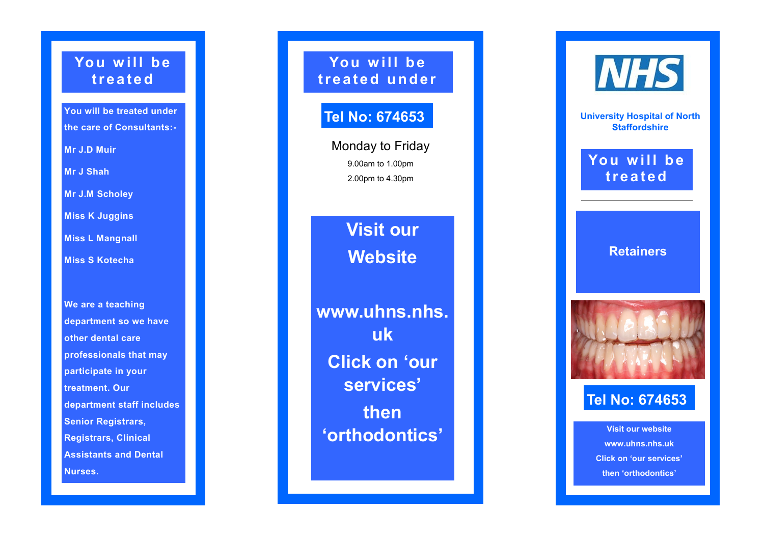## You will be treated

**You will be treated under the care of Consultants:-**

**Mr J.D Muir**

**Mr J Shah**

**Mr J.M Scholey**

**Miss K Juggins**

**Miss L Mangnall**

**Miss S Kotecha**

**We are a teaching department so we have other dental care professionals that may participate in your treatment. Our department staff includes Senior Registrars, Registrars, Clinical Assistants and Dental Nurses.**

## You will be treated under

**Tel No: 674653**

Monday to Friday

9.00am to 1.00pm

2.00pm to 4.30pm

# Visit our Website

# www.uhns.nhs.uk

# Click on 'our services'

# then 'orthodontics'

NHS

**University Hospital of North Staffordshire**

## You will be treated

---

## Retainers

**Tel No: 674653**

**Visit our website**

**www.uhns.nhs.uk**

**Click on 'our services'**

**then 'orthodontics'**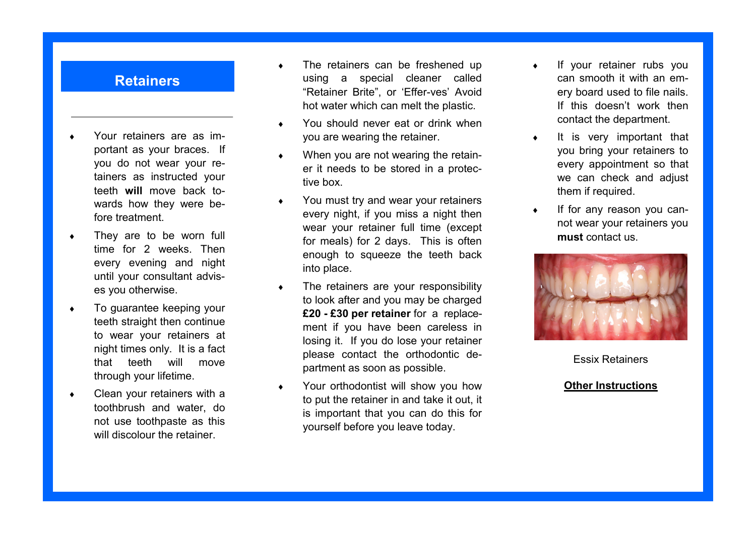## Retainers

- Your retainers are as important as your braces. If you do not wear your retainers as instructed your teeth **will** move back towards how they were before treatment.
- They are to be worn full time for 2 weeks. Then every evening and night until your consultant advises you otherwise.
- To guarantee keeping your teeth straight then continue to wear your retainers at night times only. It is a fact that teeth will move through your lifetime.
- Clean your retainers with a toothbrush and water, do not use toothpaste as this will discolour the retainer.
- The retainers can be freshened up using a special cleaner called "Retainer Brite", or 'Effer-ves' Avoid hot water which can melt the plastic.
- You should never eat or drink when you are wearing the retainer.
- When you are not wearing the retainer it needs to be stored in a protective box.
- You must try and wear your retainers every night, if you miss a night then wear your retainer full time (except for meals) for 2 days. This is often enough to squeeze the teeth back into place.
- The retainers are your responsibility to look after and you may be charged **£20 - £30 per retainer** for a replacement if you have been careless in losing it. If you do lose your retainer please contact the orthodontic department as soon as possible.
- Your orthodontist will show you how to put the retainer in and take it out, it is important that you can do this for yourself before you leave today.
- If your retainer rubs you can smooth it with an emery board used to file nails. If this doesn't work then contact the department.
- It is very important that you bring your retainers to every appointment so that we can check and adjust them if required.
- If for any reason you cannot wear your retainers you **must** contact us.

Essix Retainers

**Other Instructions**